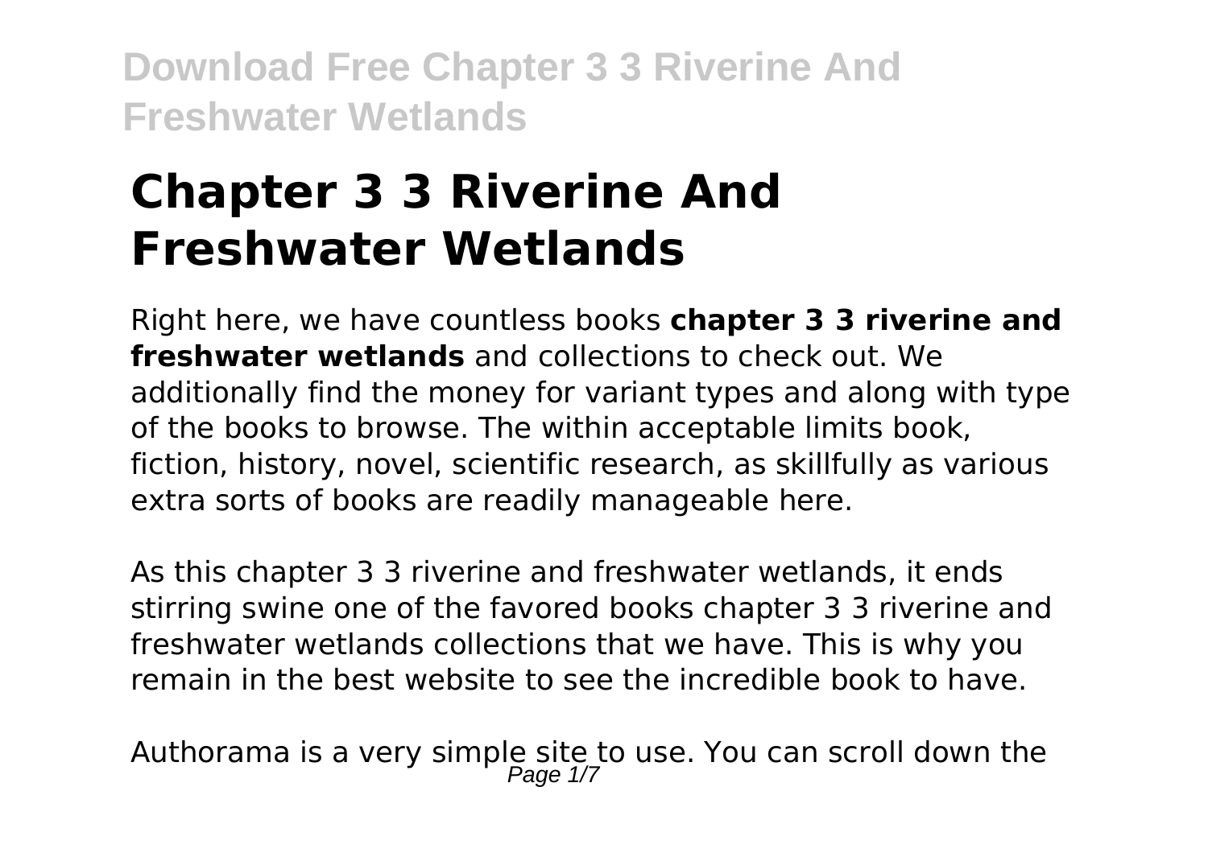# Chapter 3 3 Riverine And Freshwater Wetlands

Right here, we have countless books **chapter 3 3 riverine and freshwater wetlands** and collections to check out. We additionally find the money for variant types and along with type of the books to browse. The within acceptable limits book, fiction, history, novel, scientific research, as skillfully as various extra sorts of books are readily manageable here.

As this chapter 3 3 riverine and freshwater wetlands, it ends stirring swine one of the favored books chapter 3 3 riverine and freshwater wetlands collections that we have. This is why you remain in the best website to see the incredible book to have.

Authorama is a very simple site to use. You can scroll down the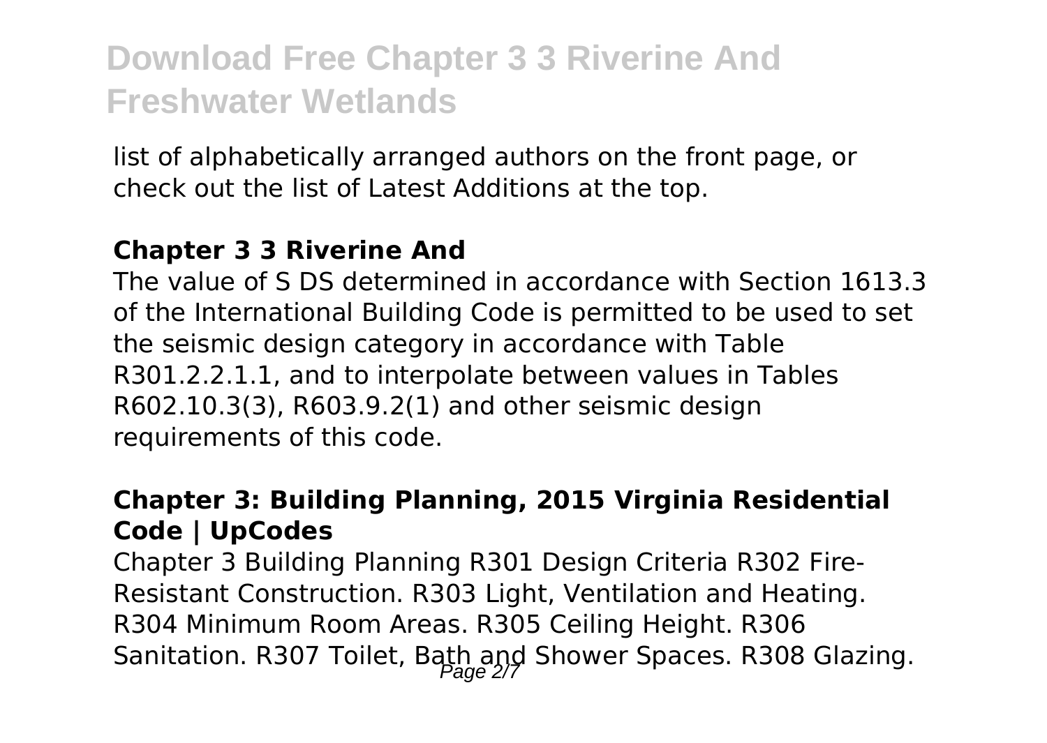list of alphabetically arranged authors on the front page, or check out the list of Latest Additions at the top.

### Chapter 3 3 Riverine And

The value of S DS determined in accordance with Section 1613.3 of the International Building Code is permitted to be used to set the seismic design category in accordance with Table R301.2.2.1.1, and to interpolate between values in Tables R602.10.3(3), R603.9.2(1) and other seismic design requirements of this code.

### Chapter 3: Building Planning, 2015 Virginia Residential Code | UpCodes

Chapter 3 Building Planning R301 Design Criteria R302 Fire-Resistant Construction. R303 Light, Ventilation and Heating. R304 Minimum Room Areas. R305 Ceiling Height. R306 Sanitation. R307 Toilet, Bath and Shower Spaces. R308 Glazing.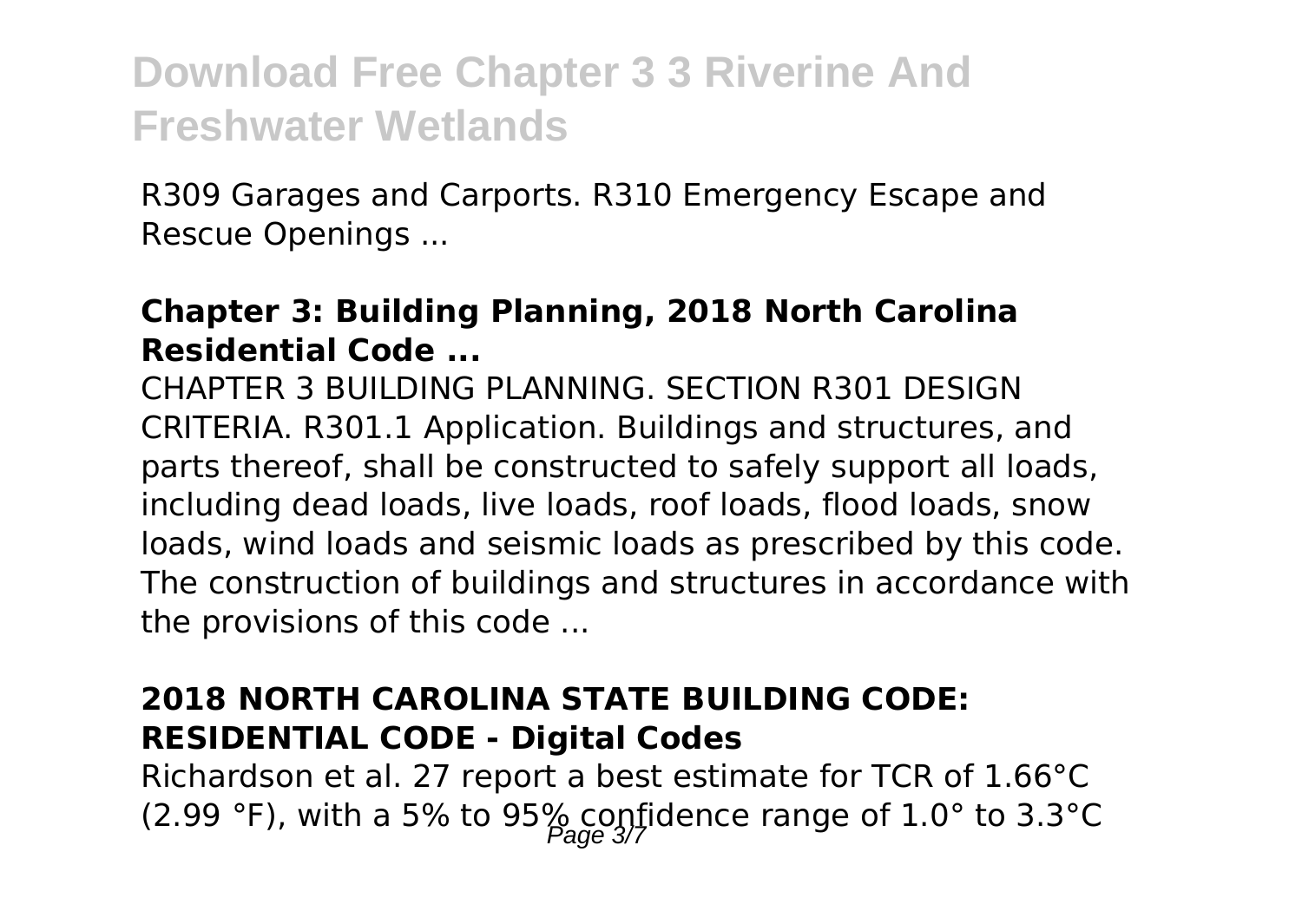R309 Garages and Carports. R310 Emergency Escape and Rescue Openings ...

### Chapter 3: Building Planning, 2018 North Carolina Residential Code ...

CHAPTER 3 BUILDING PLANNING. SECTION R301 DESIGN CRITERIA. R301.1 Application. Buildings and structures, and parts thereof, shall be constructed to safely support all loads, including dead loads, live loads, roof loads, flood loads, snow loads, wind loads and seismic loads as prescribed by this code. The construction of buildings and structures in accordance with the provisions of this code ...

### 2018 NORTH CAROLINA STATE BUILDING CODE: RESIDENTIAL CODE - Digital Codes

Richardson et al. 27 report a best estimate for TCR of 1.66°C (2.99 °F), with a 5% to 95% confidence range of 1.0° to 3.3°C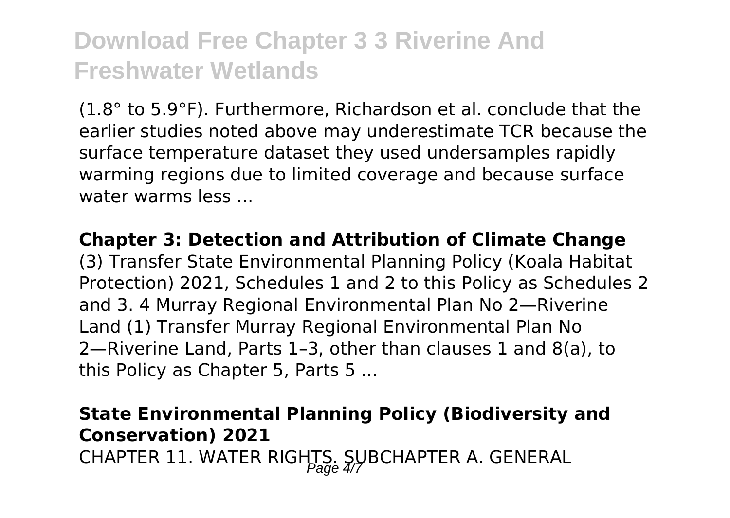(1.8° to 5.9°F). Furthermore, Richardson et al. conclude that the earlier studies noted above may underestimate TCR because the surface temperature dataset they used undersamples rapidly warming regions due to limited coverage and because surface water warms less ...

**Chapter 3: Detection and Attribution of Climate Change**

(3) Transfer State Environmental Planning Policy (Koala Habitat Protection) 2021, Schedules 1 and 2 to this Policy as Schedules 2 and 3. 4 Murray Regional Environmental Plan No 2—Riverine Land (1) Transfer Murray Regional Environmental Plan No 2—Riverine Land, Parts 1–3, other than clauses 1 and 8(a), to this Policy as Chapter 5, Parts 5 ...

**State Environmental Planning Policy (Biodiversity and Conservation) 2021**

CHAPTER 11. WATER RIGHTS. SUBCHAPTER A. GENERAL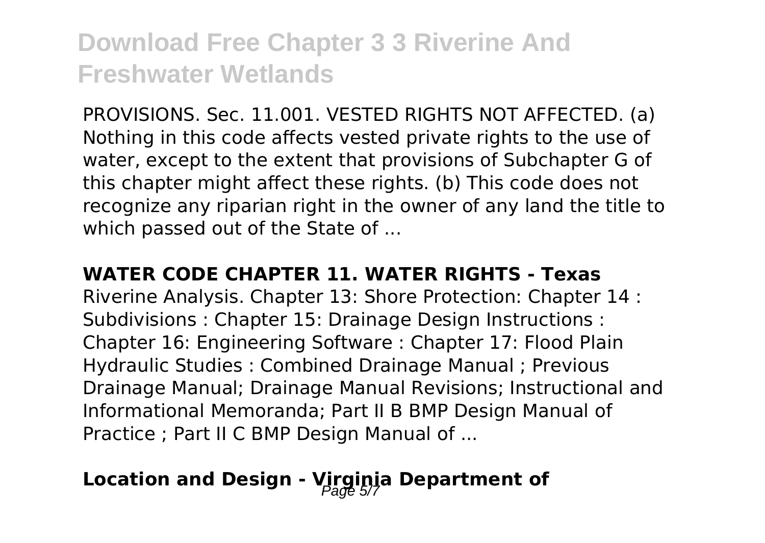PROVISIONS. Sec. 11.001. VESTED RIGHTS NOT AFFECTED. (a) Nothing in this code affects vested private rights to the use of water, except to the extent that provisions of Subchapter G of this chapter might affect these rights. (b) This code does not recognize any riparian right in the owner of any land the title to which passed out of the State of ...

## WATER CODE CHAPTER 11. WATER RIGHTS - Texas

Riverine Analysis. Chapter 13: Shore Protection: Chapter 14 : Subdivisions : Chapter 15: Drainage Design Instructions : Chapter 16: Engineering Software : Chapter 17: Flood Plain Hydraulic Studies : Combined Drainage Manual ; Previous Drainage Manual; Drainage Manual Revisions; Instructional and Informational Memoranda; Part II B BMP Design Manual of Practice ; Part II C BMP Design Manual of ...

## Location and Design - Virginia Department of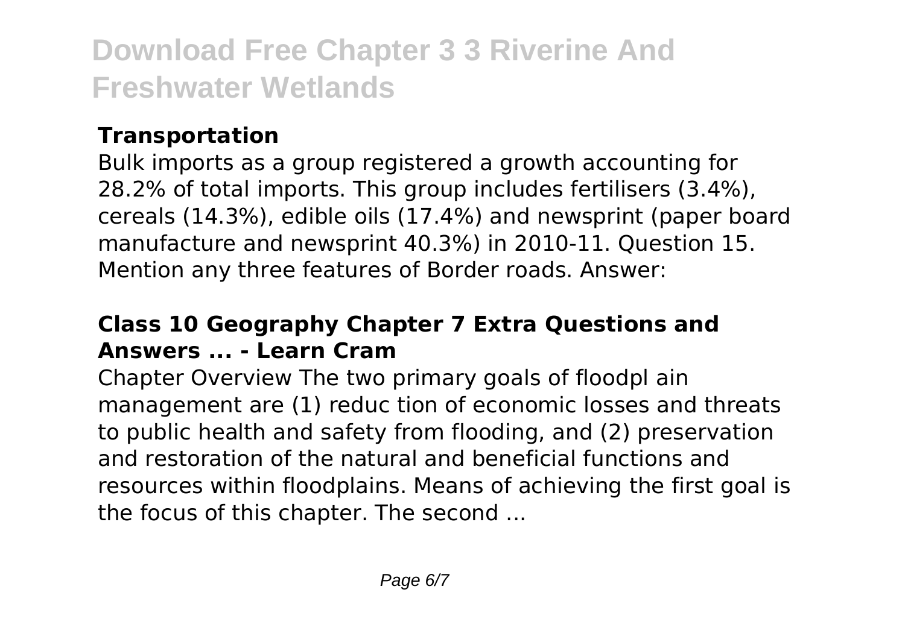### Transportation

Bulk imports as a group registered a growth accounting for 28.2% of total imports. This group includes fertilisers (3.4%), cereals (14.3%), edible oils (17.4%) and newsprint (paper board manufacture and newsprint 40.3%) in 2010-11. Question 15. Mention any three features of Border roads. Answer:

### Class 10 Geography Chapter 7 Extra Questions and Answers ... - Learn Cram

Chapter Overview The two primary goals of floodpl ain management are (1) reduc tion of economic losses and threats to public health and safety from flooding, and (2) preservation and restoration of the natural and beneficial functions and resources within floodplains. Means of achieving the first goal is the focus of this chapter. The second ...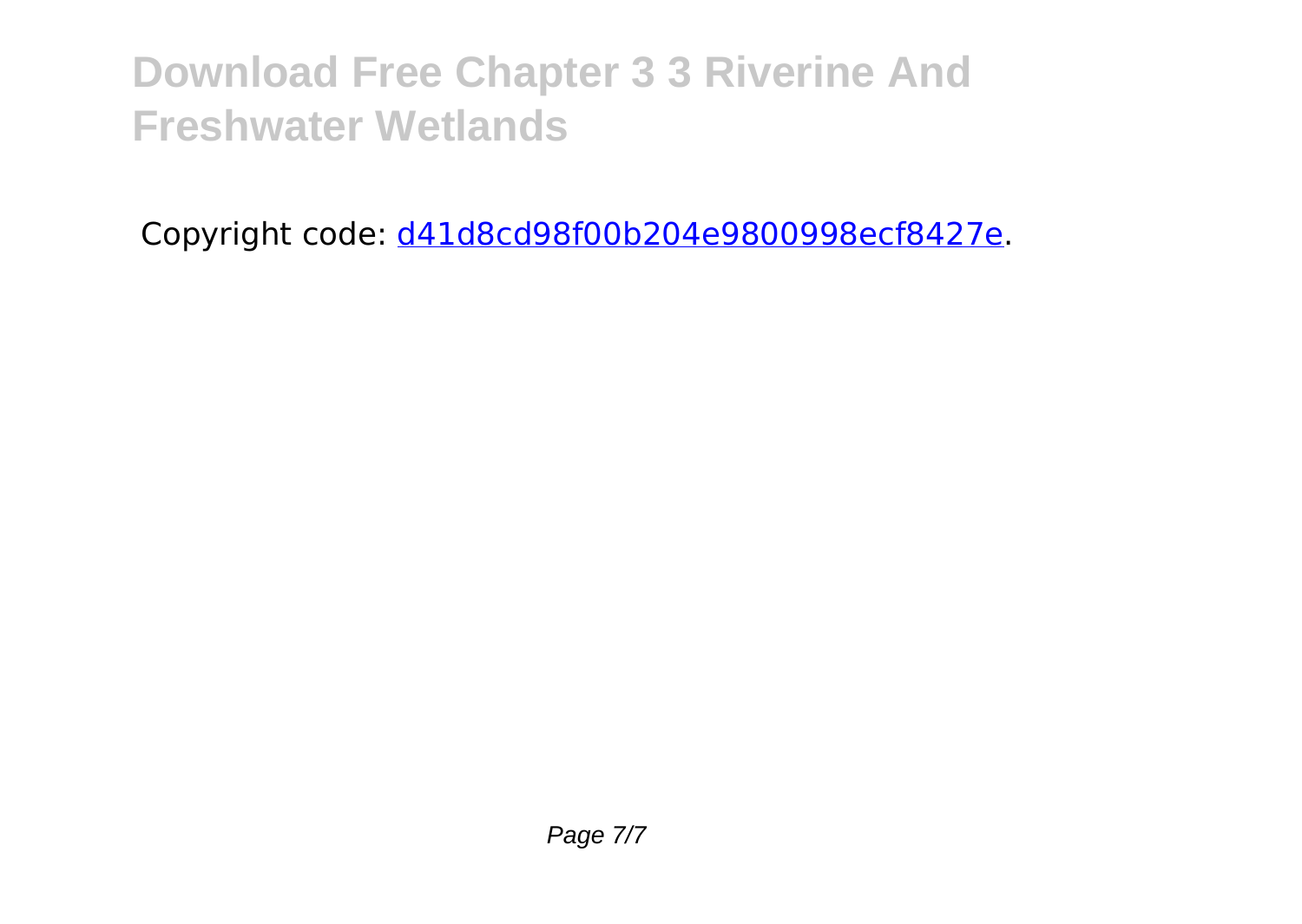Copyright code: [d41d8cd98f00b204e9800998ecf8427e](d41d8cd98f00b204e9800998ecf8427e).